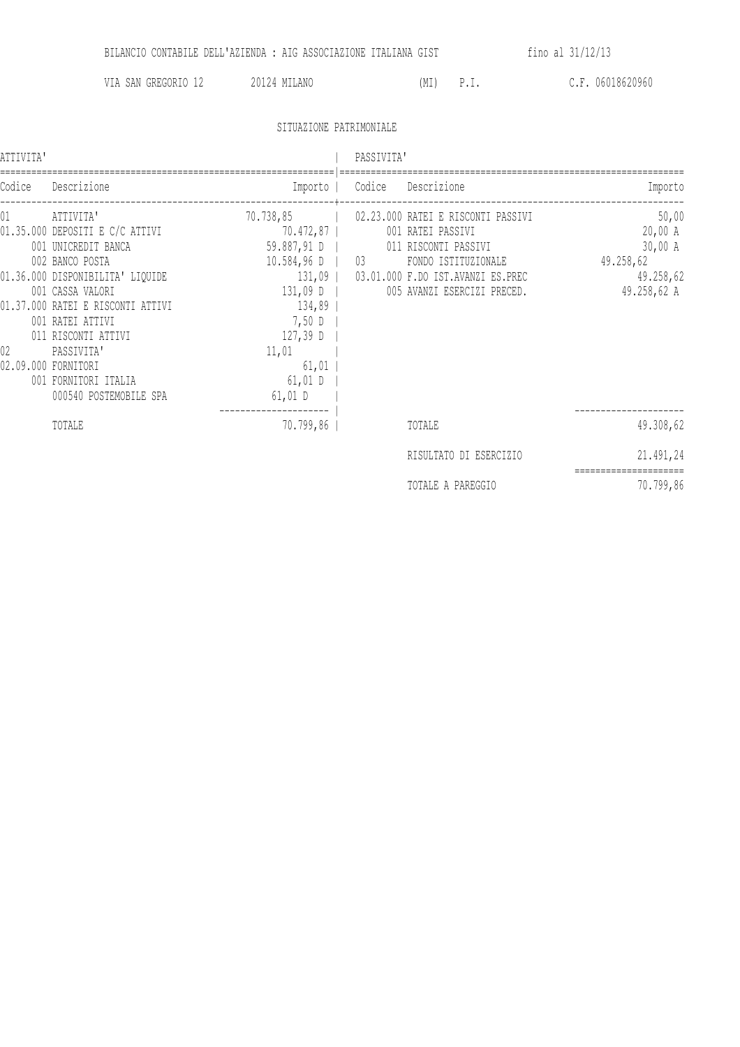BILANCIO CONTABILE DELL'AZIENDA : AIG ASSOCIAZIONE ITALIANA GIST fino al 31/12/13

VIA SAN GREGORIO 12 20124 MILANO (MI) P.I. C.F. 06018620960

## SITUAZIONE PATRIMONIALE

| ATTIVITA' | | | PASSIVITA' | | |
|---|---|---|---|---|---|
| Codice | Descrizione | Importo | Codice | Descrizione | Importo |
| 01 | ATTIVITA' | 70.738,85 | 02.23.000 | RATEI E RISCONTI PASSIVI | 50,00 |
| 01.35.000 | DEPOSITI E C/C ATTIVI | 70.472,87 | 001 | RATEI PASSIVI | 20,00 A |
| 001 | UNICREDIT BANCA | 59.887,91 D | 011 | RISCONTI PASSIVI | 30,00 A |
| 002 | BANCO POSTA | 10.584,96 D | 03 | FONDO ISTITUZIONALE | 49.258,62 |
| 01.36.000 | DISPONIBILITA' LIQUIDE | 131,09 | 03.01.000 | F.DO IST.AVANZI ES.PREC | 49.258,62 |
| 001 | CASSA VALORI | 131,09 D | 005 | AVANZI ESERCIZI PRECED. | 49.258,62 A |
| 01.37.000 | RATEI E RISCONTI ATTIVI | 134,89 | | | |
| 001 | RATEI ATTIVI | 7,50 D | | | |
| 011 | RISCONTI ATTIVI | 127,39 D | | | |
| 02 | PASSIVITA' | 11,01 | | | |
| 02.09.000 | FORNITORI | 61,01 | | | |
| 001 | FORNITORI ITALIA | 61,01 D | | | |
| 000540 | POSTEMOBILE SPA | 61,01 D | | | |
| | TOTALE | 70.799,86 | | TOTALE | 49.308,62 |
| | | | | RISULTATO DI ESERCIZIO | 21.491,24 |
| | | | | TOTALE A PAREGGIO | 70.799,86 |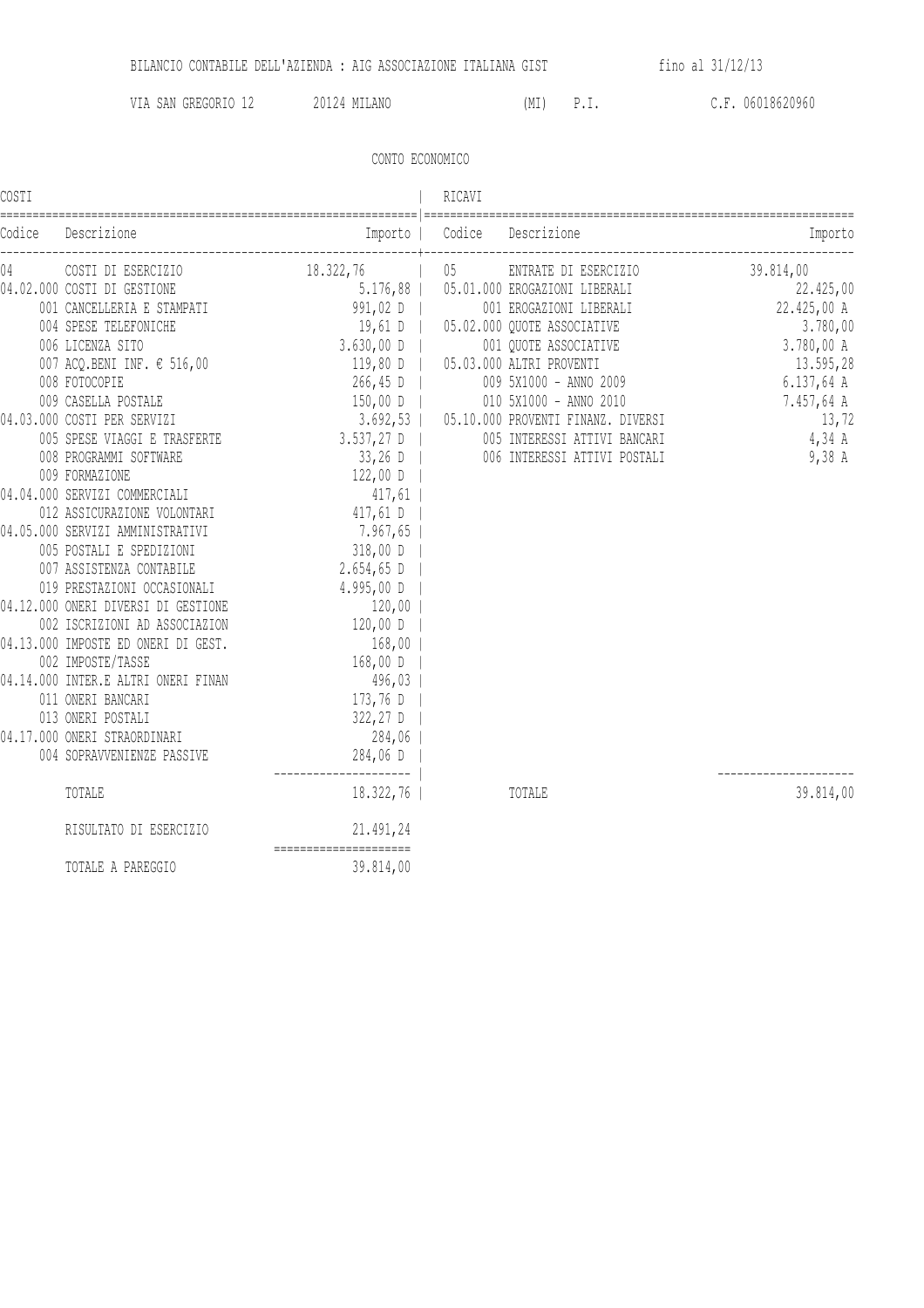BILANCIO CONTABILE DELL'AZIENDA : AIG ASSOCIAZIONE ITALIANA GIST fino al 31/12/13

VIA SAN GREGORIO 12 20124 MILANO (MI) P.I. C.F. 06018620960

## CONTO ECONOMICO

| COSTI | | | RICAVI | | |
|---|---|---|---|---|---|
| **Codice** | **Descrizione** | **Importo** | **Codice** | **Descrizione** | **Importo** |
| 04 | COSTI DI ESERCIZIO | 18.322,76 | 05 | ENTRATE DI ESERCIZIO | 39.814,00 |
| 04.02.000 | COSTI DI GESTIONE | 5.176,88 | 05.01.000 | EROGAZIONI LIBERALI | 22.425,00 |
| 001 | CANCELLERIA E STAMPATI | 991,02 D | 001 | EROGAZIONI LIBERALI | 22.425,00 A |
| 004 | SPESE TELEFONICHE | 19,61 D | 05.02.000 | QUOTE ASSOCIATIVE | 3.780,00 |
| 006 | LICENZA SITO | 3.630,00 D | 001 | QUOTE ASSOCIATIVE | 3.780,00 A |
| 007 | ACQ.BENI INF. € 516,00 | 119,80 D | 05.03.000 | ALTRI PROVENTI | 13.595,28 |
| 008 | FOTOCOPIE | 266,45 D | 009 | 5X1000 - ANNO 2009 | 6.137,64 A |
| 009 | CASELLA POSTALE | 150,00 D | 010 | 5X1000 - ANNO 2010 | 7.457,64 A |
| 04.03.000 | COSTI PER SERVIZI | 3.692,53 | 05.10.000 | PROVENTI FINANZ. DIVERSI | 13,72 |
| 005 | SPESE VIAGGI E TRASFERTE | 3.537,27 D | 005 | INTERESSI ATTIVI BANCARI | 4,34 A |
| 008 | PROGRAMMI SOFTWARE | 33,26 D | 006 | INTERESSI ATTIVI POSTALI | 9,38 A |
| 009 | FORMAZIONE | 122,00 D | | | |
| 04.04.000 | SERVIZI COMMERCIALI | 417,61 | | | |
| 012 | ASSICURAZIONE VOLONTARI | 417,61 D | | | |
| 04.05.000 | SERVIZI AMMINISTRATIVI | 7.967,65 | | | |
| 005 | POSTALI E SPEDIZIONI | 318,00 D | | | |
| 007 | ASSISTENZA CONTABILE | 2.654,65 D | | | |
| 019 | PRESTAZIONI OCCASIONALI | 4.995,00 D | | | |
| 04.12.000 | ONERI DIVERSI DI GESTIONE | 120,00 | | | |
| 002 | ISCRIZIONI AD ASSOCIAZION | 120,00 D | | | |
| 04.13.000 | IMPOSTE ED ONERI DI GEST. | 168,00 | | | |
| 002 | IMPOSTE/TASSE | 168,00 D | | | |
| 04.14.000 | INTER.E ALTRI ONERI FINAN | 496,03 | | | |
| 011 | ONERI BANCARI | 173,76 D | | | |
| 013 | ONERI POSTALI | 322,27 D | | | |
| 04.17.000 | ONERI STRAORDINARI | 284,06 | | | |
| 004 | SOPRAVVENIENZE PASSIVE | 284,06 D | | | |
| | TOTALE | 18.322,76 | | TOTALE | 39.814,00 |
| | RISULTATO DI ESERCIZIO | 21.491,24 | | | |
| | TOTALE A PAREGGIO | 39.814,00 | | | |